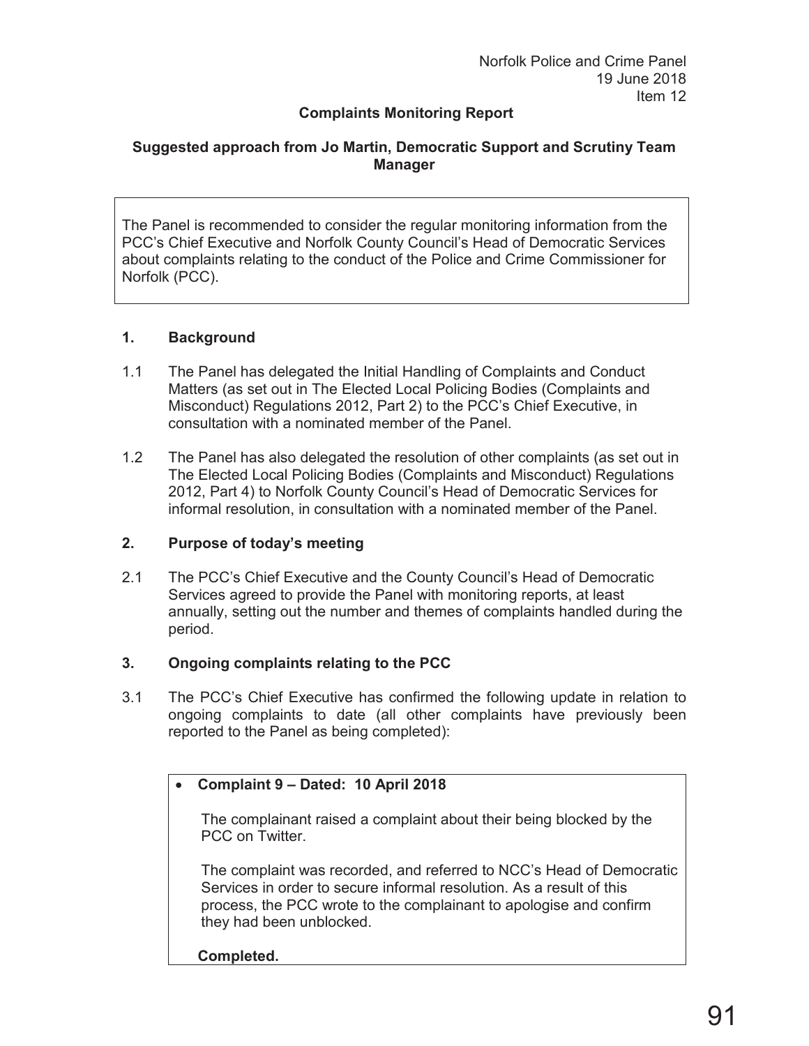Norfolk Police and Crime Panel
19 June 2018
Item 12

# Complaints Monitoring Report

**Suggested approach from Jo Martin, Democratic Support and Scrutiny Team Manager**

The Panel is recommended to consider the regular monitoring information from the PCC's Chief Executive and Norfolk County Council's Head of Democratic Services about complaints relating to the conduct of the Police and Crime Commissioner for Norfolk (PCC).

## 1. Background

1.1 The Panel has delegated the Initial Handling of Complaints and Conduct Matters (as set out in The Elected Local Policing Bodies (Complaints and Misconduct) Regulations 2012, Part 2) to the PCC's Chief Executive, in consultation with a nominated member of the Panel.

1.2 The Panel has also delegated the resolution of other complaints (as set out in The Elected Local Policing Bodies (Complaints and Misconduct) Regulations 2012, Part 4) to Norfolk County Council's Head of Democratic Services for informal resolution, in consultation with a nominated member of the Panel.

## 2. Purpose of today's meeting

2.1 The PCC's Chief Executive and the County Council's Head of Democratic Services agreed to provide the Panel with monitoring reports, at least annually, setting out the number and themes of complaints handled during the period.

## 3. Ongoing complaints relating to the PCC

3.1 The PCC's Chief Executive has confirmed the following update in relation to ongoing complaints to date (all other complaints have previously been reported to the Panel as being completed):

- **Complaint 9 – Dated: 10 April 2018**

  The complainant raised a complaint about their being blocked by the PCC on Twitter.

  The complaint was recorded, and referred to NCC's Head of Democratic Services in order to secure informal resolution. As a result of this process, the PCC wrote to the complainant to apologise and confirm they had been unblocked.

  **Completed.**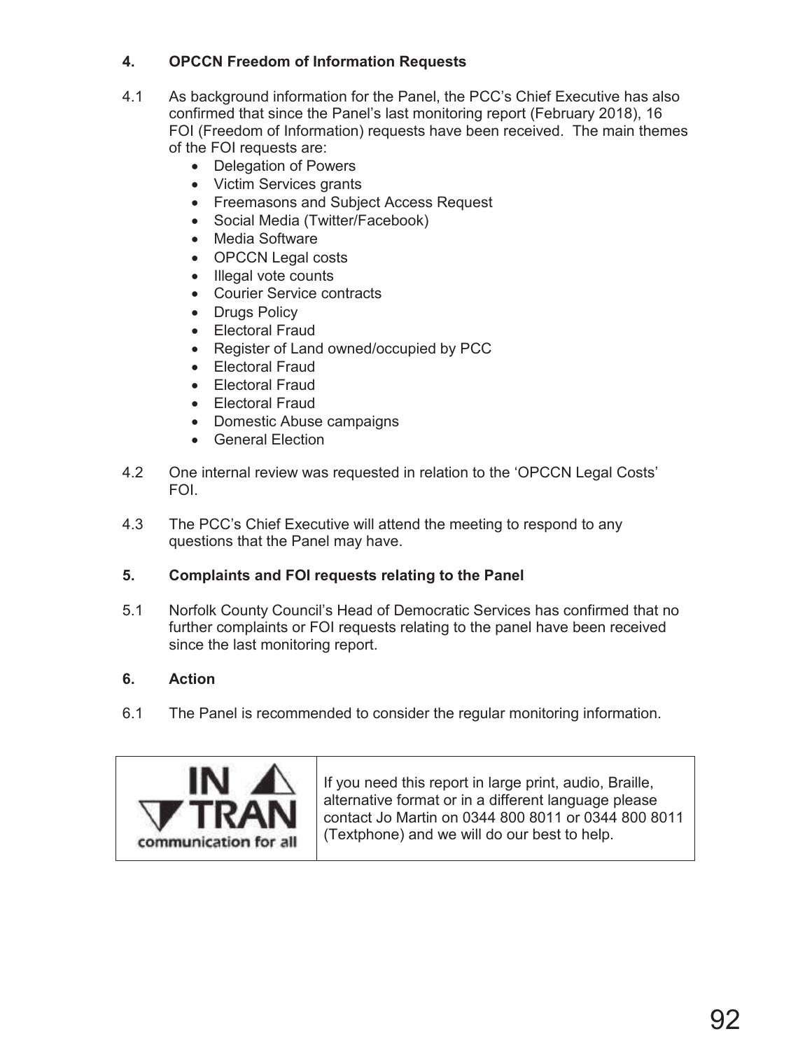**4. OPCCN Freedom of Information Requests**

4.1 As background information for the Panel, the PCC's Chief Executive has also confirmed that since the Panel's last monitoring report (February 2018), 16 FOI (Freedom of Information) requests have been received. The main themes of the FOI requests are:

- Delegation of Powers
- Victim Services grants
- Freemasons and Subject Access Request
- Social Media (Twitter/Facebook)
- Media Software
- OPCCN Legal costs
- Illegal vote counts
- Courier Service contracts
- Drugs Policy
- Electoral Fraud
- Register of Land owned/occupied by PCC
- Electoral Fraud
- Electoral Fraud
- Electoral Fraud
- Domestic Abuse campaigns
- General Election

4.2 One internal review was requested in relation to the 'OPCCN Legal Costs' FOI.

4.3 The PCC's Chief Executive will attend the meeting to respond to any questions that the Panel may have.

**5. Complaints and FOI requests relating to the Panel**

5.1 Norfolk County Council's Head of Democratic Services has confirmed that no further complaints or FOI requests relating to the panel have been received since the last monitoring report.

**6. Action**

6.1 The Panel is recommended to consider the regular monitoring information.

| | |
|---|---|
| IN TRAN communication for all | If you need this report in large print, audio, Braille, alternative format or in a different language please contact Jo Martin on 0344 800 8011 or 0344 800 8011 (Textphone) and we will do our best to help. |